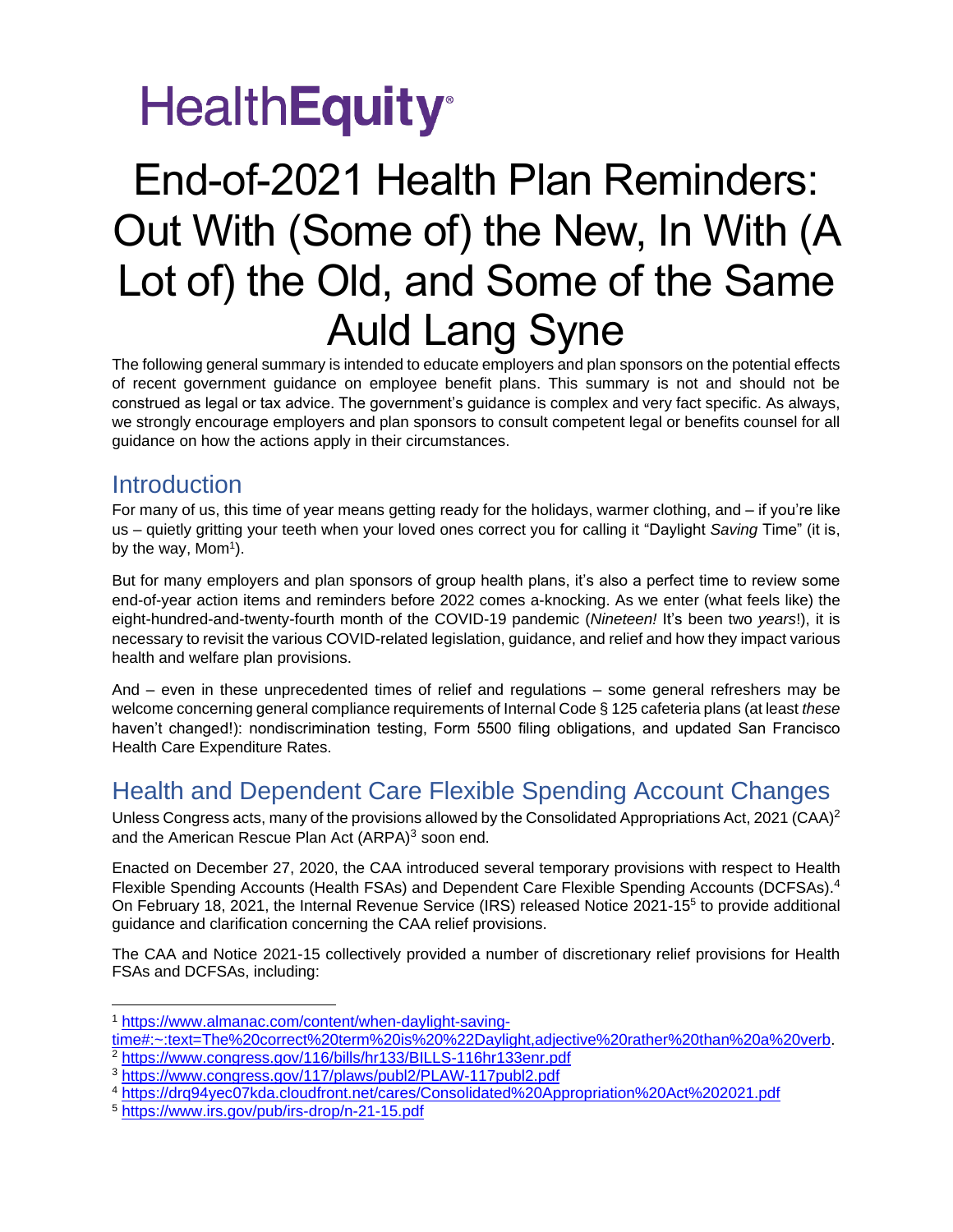HealthEquity

# End-of-2021 Health Plan Reminders: Out With (Some of) the New, In With (A Lot of) the Old, and Some of the Same Auld Lang Syne

The following general summary is intended to educate employers and plan sponsors on the potential effects of recent government guidance on employee benefit plans. This summary is not and should not be construed as legal or tax advice. The government's guidance is complex and very fact specific. As always, we strongly encourage employers and plan sponsors to consult competent legal or benefits counsel for all guidance on how the actions apply in their circumstances.

## Introduction

For many of us, this time of year means getting ready for the holidays, warmer clothing, and – if you're like us – quietly gritting your teeth when your loved ones correct you for calling it "Daylight *Saving* Time" (it is, by the way, Mom[1]).

But for many employers and plan sponsors of group health plans, it's also a perfect time to review some end-of-year action items and reminders before 2022 comes a-knocking. As we enter (what feels like) the eight-hundred-and-twenty-fourth month of the COVID-19 pandemic (*Nineteen!* It's been two *years*!), it is necessary to revisit the various COVID-related legislation, guidance, and relief and how they impact various health and welfare plan provisions.

And – even in these unprecedented times of relief and regulations – some general refreshers may be welcome concerning general compliance requirements of Internal Code § 125 cafeteria plans (at least *these* haven't changed!): nondiscrimination testing, Form 5500 filing obligations, and updated San Francisco Health Care Expenditure Rates.

## Health and Dependent Care Flexible Spending Account Changes

Unless Congress acts, many of the provisions allowed by the Consolidated Appropriations Act, 2021 (CAA)[2] and the American Rescue Plan Act (ARPA)[3] soon end.

Enacted on December 27, 2020, the CAA introduced several temporary provisions with respect to Health Flexible Spending Accounts (Health FSAs) and Dependent Care Flexible Spending Accounts (DCFSAs).[4] On February 18, 2021, the Internal Revenue Service (IRS) released Notice 2021-15[5] to provide additional guidance and clarification concerning the CAA relief provisions.

The CAA and Notice 2021-15 collectively provided a number of discretionary relief provisions for Health FSAs and DCFSAs, including:

---

[1] https://www.almanac.com/content/when-daylight-saving-time#:~:text=The%20correct%20term%20is%20%22Daylight,adjective%20rather%20than%20a%20verb.

[2] https://www.congress.gov/116/bills/hr133/BILLS-116hr133enr.pdf

[3] https://www.congress.gov/117/plaws/publ2/PLAW-117publ2.pdf

[4] https://drq94yec07kda.cloudfront.net/cares/Consolidated%20Appropriation%20Act%202021.pdf

[5] https://www.irs.gov/pub/irs-drop/n-21-15.pdf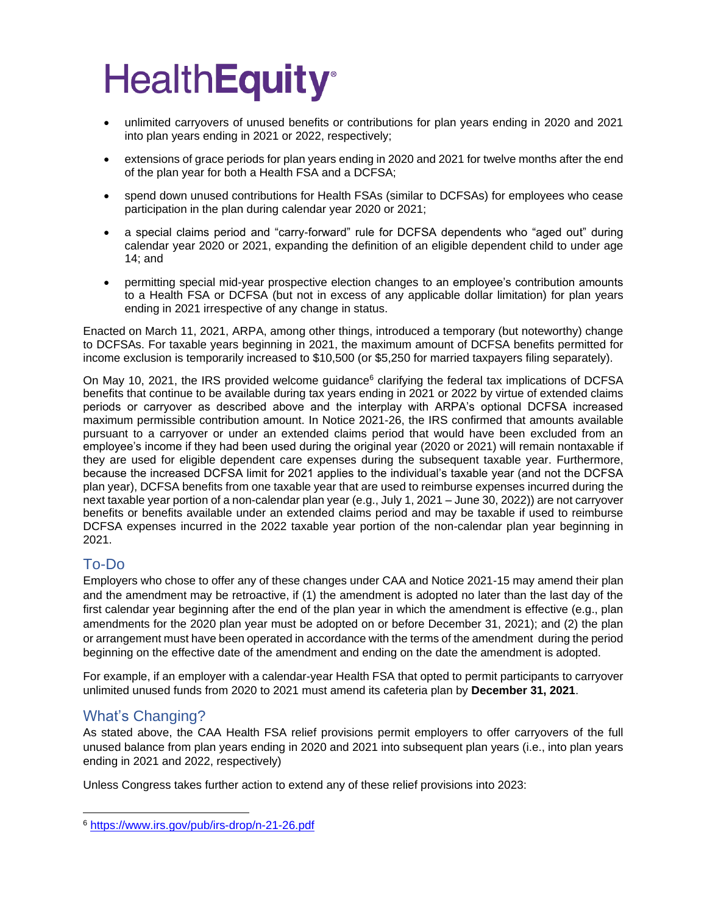- unlimited carryovers of unused benefits or contributions for plan years ending in 2020 and 2021 into plan years ending in 2021 or 2022, respectively;
- extensions of grace periods for plan years ending in 2020 and 2021 for twelve months after the end of the plan year for both a Health FSA and a DCFSA;
- spend down unused contributions for Health FSAs (similar to DCFSAs) for employees who cease participation in the plan during calendar year 2020 or 2021;
- a special claims period and "carry-forward" rule for DCFSA dependents who "aged out" during calendar year 2020 or 2021, expanding the definition of an eligible dependent child to under age 14; and
- permitting special mid-year prospective election changes to an employee's contribution amounts to a Health FSA or DCFSA (but not in excess of any applicable dollar limitation) for plan years ending in 2021 irrespective of any change in status.

Enacted on March 11, 2021, ARPA, among other things, introduced a temporary (but noteworthy) change to DCFSAs. For taxable years beginning in 2021, the maximum amount of DCFSA benefits permitted for income exclusion is temporarily increased to \$10,500 (or \$5,250 for married taxpayers filing separately).

On May 10, 2021, the IRS provided welcome guidance[6] clarifying the federal tax implications of DCFSA benefits that continue to be available during tax years ending in 2021 or 2022 by virtue of extended claims periods or carryover as described above and the interplay with ARPA's optional DCFSA increased maximum permissible contribution amount. In Notice 2021-26, the IRS confirmed that amounts available pursuant to a carryover or under an extended claims period that would have been excluded from an employee's income if they had been used during the original year (2020 or 2021) will remain nontaxable if they are used for eligible dependent care expenses during the subsequent taxable year. Furthermore, because the increased DCFSA limit for 2021 applies to the individual's taxable year (and not the DCFSA plan year), DCFSA benefits from one taxable year that are used to reimburse expenses incurred during the next taxable year portion of a non-calendar plan year (e.g., July 1, 2021 – June 30, 2022)) are not carryover benefits or benefits available under an extended claims period and may be taxable if used to reimburse DCFSA expenses incurred in the 2022 taxable year portion of the non-calendar plan year beginning in 2021.

## To-Do

Employers who chose to offer any of these changes under CAA and Notice 2021-15 may amend their plan and the amendment may be retroactive, if (1) the amendment is adopted no later than the last day of the first calendar year beginning after the end of the plan year in which the amendment is effective (e.g., plan amendments for the 2020 plan year must be adopted on or before December 31, 2021); and (2) the plan or arrangement must have been operated in accordance with the terms of the amendment during the period beginning on the effective date of the amendment and ending on the date the amendment is adopted.

For example, if an employer with a calendar-year Health FSA that opted to permit participants to carryover unlimited unused funds from 2020 to 2021 must amend its cafeteria plan by **December 31, 2021**.

## What's Changing?

As stated above, the CAA Health FSA relief provisions permit employers to offer carryovers of the full unused balance from plan years ending in 2020 and 2021 into subsequent plan years (i.e., into plan years ending in 2021 and 2022, respectively)

Unless Congress takes further action to extend any of these relief provisions into 2023:

---

[6] https://www.irs.gov/pub/irs-drop/n-21-26.pdf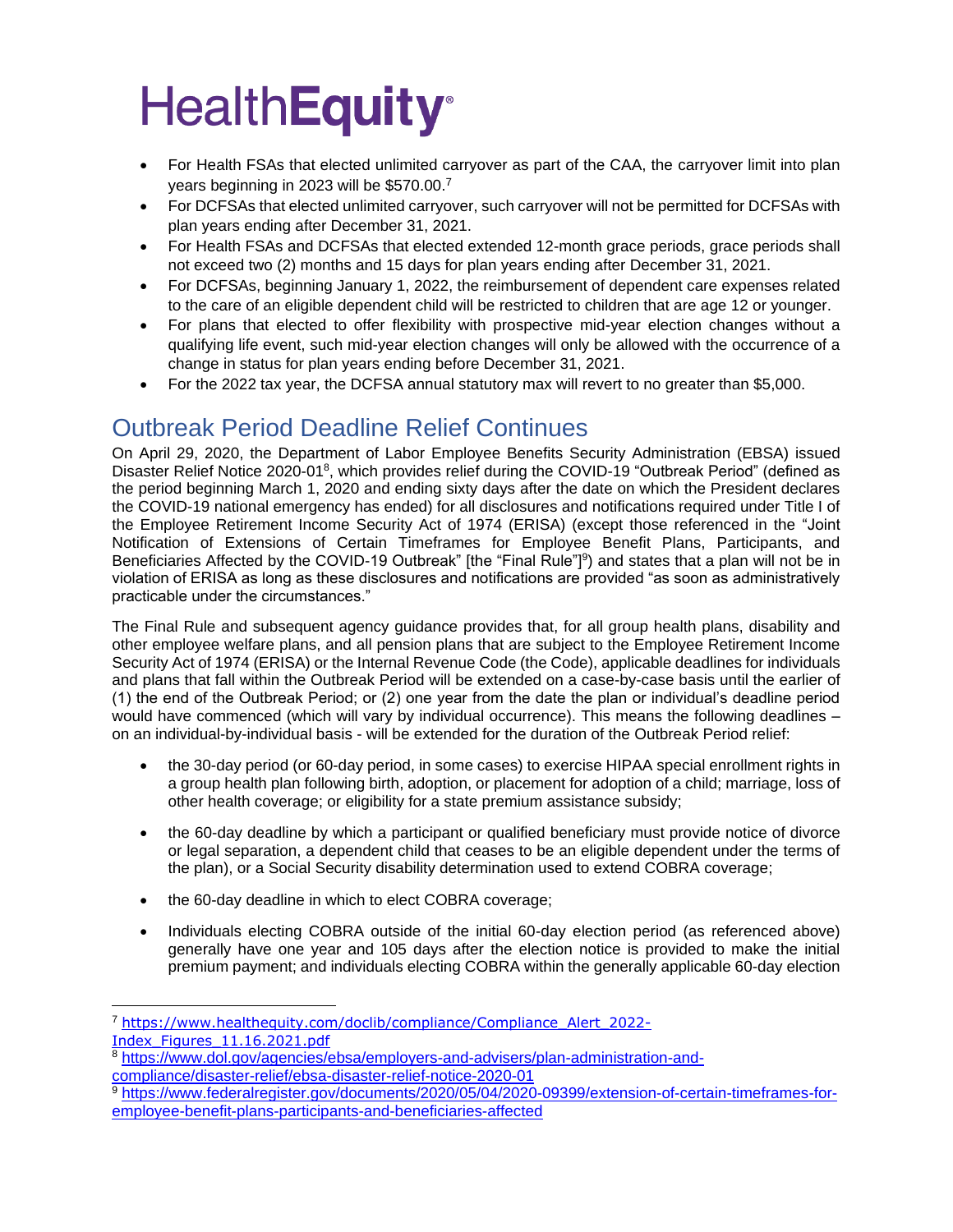- For Health FSAs that elected unlimited carryover as part of the CAA, the carryover limit into plan years beginning in 2023 will be $570.00.[7]
- For DCFSAs that elected unlimited carryover, such carryover will not be permitted for DCFSAs with plan years ending after December 31, 2021.
- For Health FSAs and DCFSAs that elected extended 12-month grace periods, grace periods shall not exceed two (2) months and 15 days for plan years ending after December 31, 2021.
- For DCFSAs, beginning January 1, 2022, the reimbursement of dependent care expenses related to the care of an eligible dependent child will be restricted to children that are age 12 or younger.
- For plans that elected to offer flexibility with prospective mid-year election changes without a qualifying life event, such mid-year election changes will only be allowed with the occurrence of a change in status for plan years ending before December 31, 2021.
- For the 2022 tax year, the DCFSA annual statutory max will revert to no greater than $5,000.

## Outbreak Period Deadline Relief Continues

On April 29, 2020, the Department of Labor Employee Benefits Security Administration (EBSA) issued Disaster Relief Notice 2020-01[8], which provides relief during the COVID-19 "Outbreak Period" (defined as the period beginning March 1, 2020 and ending sixty days after the date on which the President declares the COVID-19 national emergency has ended) for all disclosures and notifications required under Title I of the Employee Retirement Income Security Act of 1974 (ERISA) (except those referenced in the "Joint Notification of Extensions of Certain Timeframes for Employee Benefit Plans, Participants, and Beneficiaries Affected by the COVID-19 Outbreak" [the "Final Rule"][9]) and states that a plan will not be in violation of ERISA as long as these disclosures and notifications are provided "as soon as administratively practicable under the circumstances."

The Final Rule and subsequent agency guidance provides that, for all group health plans, disability and other employee welfare plans, and all pension plans that are subject to the Employee Retirement Income Security Act of 1974 (ERISA) or the Internal Revenue Code (the Code), applicable deadlines for individuals and plans that fall within the Outbreak Period will be extended on a case-by-case basis until the earlier of (1) the end of the Outbreak Period; or (2) one year from the date the plan or individual's deadline period would have commenced (which will vary by individual occurrence). This means the following deadlines – on an individual-by-individual basis - will be extended for the duration of the Outbreak Period relief:

- the 30-day period (or 60-day period, in some cases) to exercise HIPAA special enrollment rights in a group health plan following birth, adoption, or placement for adoption of a child; marriage, loss of other health coverage; or eligibility for a state premium assistance subsidy;

- the 60-day deadline by which a participant or qualified beneficiary must provide notice of divorce or legal separation, a dependent child that ceases to be an eligible dependent under the terms of the plan), or a Social Security disability determination used to extend COBRA coverage;

- the 60-day deadline in which to elect COBRA coverage;

- Individuals electing COBRA outside of the initial 60-day election period (as referenced above) generally have one year and 105 days after the election notice is provided to make the initial premium payment; and individuals electing COBRA within the generally applicable 60-day election

---

[7] https://www.healthequity.com/doclib/compliance/Compliance_Alert_2022-Index_Figures_11.16.2021.pdf

[8] https://www.dol.gov/agencies/ebsa/employers-and-advisers/plan-administration-and-compliance/disaster-relief/ebsa-disaster-relief-notice-2020-01

[9] https://www.federalregister.gov/documents/2020/05/04/2020-09399/extension-of-certain-timeframes-for-employee-benefit-plans-participants-and-beneficiaries-affected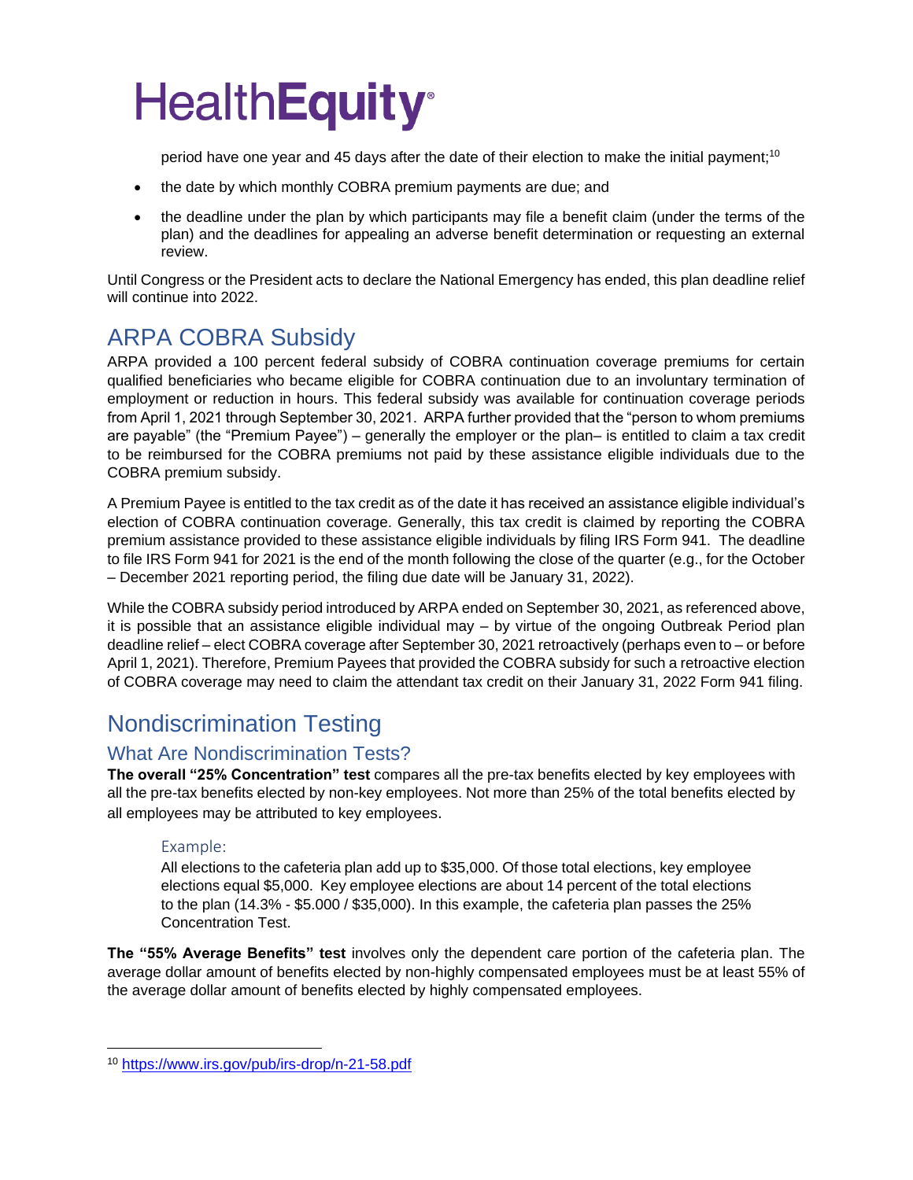period have one year and 45 days after the date of their election to make the initial payment;[10]

- the date by which monthly COBRA premium payments are due; and
- the deadline under the plan by which participants may file a benefit claim (under the terms of the plan) and the deadlines for appealing an adverse benefit determination or requesting an external review.

Until Congress or the President acts to declare the National Emergency has ended, this plan deadline relief will continue into 2022.

# ARPA COBRA Subsidy

ARPA provided a 100 percent federal subsidy of COBRA continuation coverage premiums for certain qualified beneficiaries who became eligible for COBRA continuation due to an involuntary termination of employment or reduction in hours. This federal subsidy was available for continuation coverage periods from April 1, 2021 through September 30, 2021. ARPA further provided that the "person to whom premiums are payable" (the "Premium Payee") – generally the employer or the plan– is entitled to claim a tax credit to be reimbursed for the COBRA premiums not paid by these assistance eligible individuals due to the COBRA premium subsidy.

A Premium Payee is entitled to the tax credit as of the date it has received an assistance eligible individual's election of COBRA continuation coverage. Generally, this tax credit is claimed by reporting the COBRA premium assistance provided to these assistance eligible individuals by filing IRS Form 941. The deadline to file IRS Form 941 for 2021 is the end of the month following the close of the quarter (e.g., for the October – December 2021 reporting period, the filing due date will be January 31, 2022).

While the COBRA subsidy period introduced by ARPA ended on September 30, 2021, as referenced above, it is possible that an assistance eligible individual may – by virtue of the ongoing Outbreak Period plan deadline relief – elect COBRA coverage after September 30, 2021 retroactively (perhaps even to – or before April 1, 2021). Therefore, Premium Payees that provided the COBRA subsidy for such a retroactive election of COBRA coverage may need to claim the attendant tax credit on their January 31, 2022 Form 941 filing.

# Nondiscrimination Testing

## What Are Nondiscrimination Tests?

**The overall "25% Concentration" test** compares all the pre-tax benefits elected by key employees with all the pre-tax benefits elected by non-key employees. Not more than 25% of the total benefits elected by all employees may be attributed to key employees.

### Example:

All elections to the cafeteria plan add up to $35,000. Of those total elections, key employee elections equal $5,000. Key employee elections are about 14 percent of the total elections to the plan (14.3% - $5.000 / $35,000). In this example, the cafeteria plan passes the 25% Concentration Test.

**The "55% Average Benefits" test** involves only the dependent care portion of the cafeteria plan. The average dollar amount of benefits elected by non-highly compensated employees must be at least 55% of the average dollar amount of benefits elected by highly compensated employees.

[10] https://www.irs.gov/pub/irs-drop/n-21-58.pdf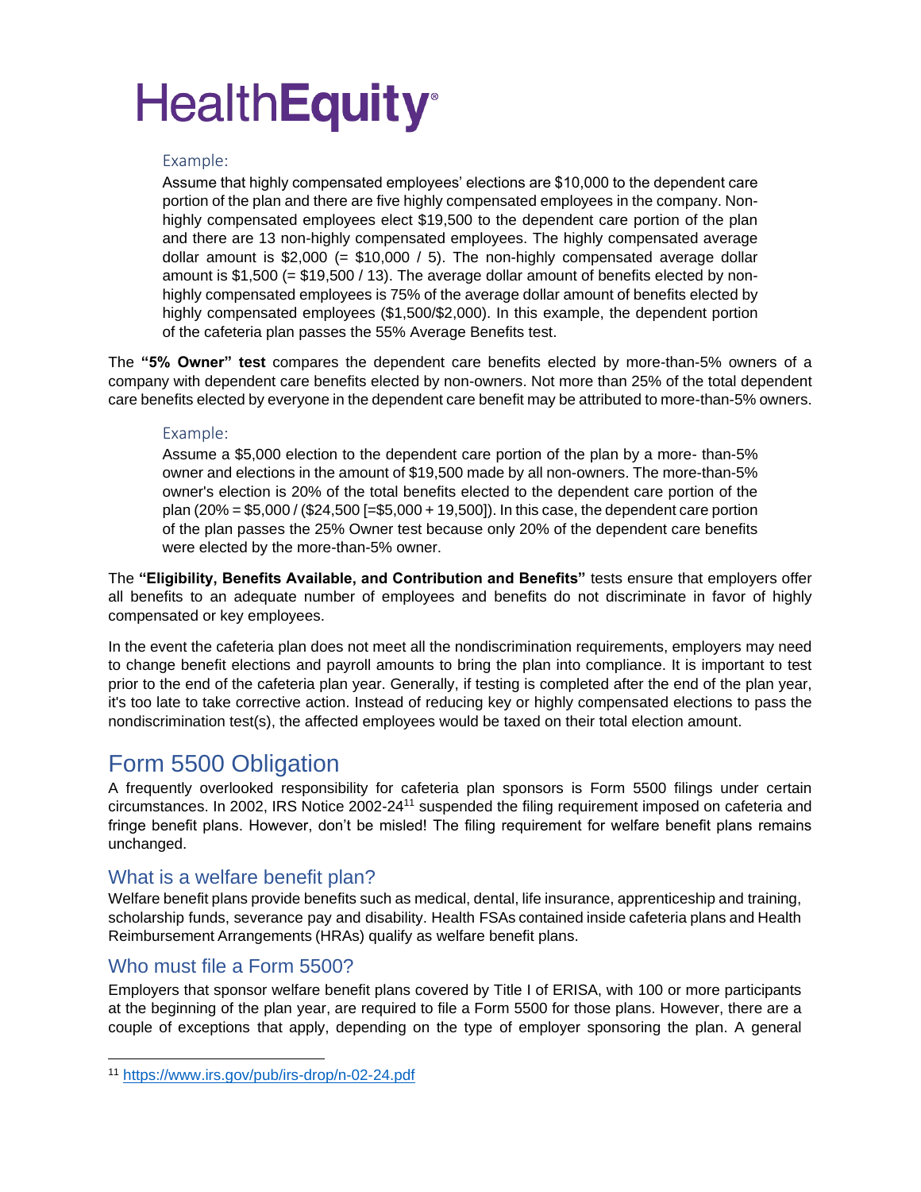Example:

Assume that highly compensated employees' elections are $10,000 to the dependent care portion of the plan and there are five highly compensated employees in the company. Non-highly compensated employees elect $19,500 to the dependent care portion of the plan and there are 13 non-highly compensated employees. The highly compensated average dollar amount is $2,000 (= $10,000 / 5). The non-highly compensated average dollar amount is $1,500 (= $19,500 / 13). The average dollar amount of benefits elected by non-highly compensated employees is 75% of the average dollar amount of benefits elected by highly compensated employees ($1,500/$2,000). In this example, the dependent portion of the cafeteria plan passes the 55% Average Benefits test.

The **"5% Owner" test** compares the dependent care benefits elected by more-than-5% owners of a company with dependent care benefits elected by non-owners. Not more than 25% of the total dependent care benefits elected by everyone in the dependent care benefit may be attributed to more-than-5% owners.

Example:

Assume a $5,000 election to the dependent care portion of the plan by a more- than-5% owner and elections in the amount of $19,500 made by all non-owners. The more-than-5% owner's election is 20% of the total benefits elected to the dependent care portion of the plan (20% = $5,000 / ($24,500 [=$5,000 + 19,500]). In this case, the dependent care portion of the plan passes the 25% Owner test because only 20% of the dependent care benefits were elected by the more-than-5% owner.

The **"Eligibility, Benefits Available, and Contribution and Benefits"** tests ensure that employers offer all benefits to an adequate number of employees and benefits do not discriminate in favor of highly compensated or key employees.

In the event the cafeteria plan does not meet all the nondiscrimination requirements, employers may need to change benefit elections and payroll amounts to bring the plan into compliance. It is important to test prior to the end of the cafeteria plan year. Generally, if testing is completed after the end of the plan year, it's too late to take corrective action. Instead of reducing key or highly compensated elections to pass the nondiscrimination test(s), the affected employees would be taxed on their total election amount.

## Form 5500 Obligation

A frequently overlooked responsibility for cafeteria plan sponsors is Form 5500 filings under certain circumstances. In 2002, IRS Notice 2002-24[11] suspended the filing requirement imposed on cafeteria and fringe benefit plans. However, don't be misled! The filing requirement for welfare benefit plans remains unchanged.

### What is a welfare benefit plan?

Welfare benefit plans provide benefits such as medical, dental, life insurance, apprenticeship and training, scholarship funds, severance pay and disability. Health FSAs contained inside cafeteria plans and Health Reimbursement Arrangements (HRAs) qualify as welfare benefit plans.

### Who must file a Form 5500?

Employers that sponsor welfare benefit plans covered by Title I of ERISA, with 100 or more participants at the beginning of the plan year, are required to file a Form 5500 for those plans. However, there are a couple of exceptions that apply, depending on the type of employer sponsoring the plan. A general

[11] https://www.irs.gov/pub/irs-drop/n-02-24.pdf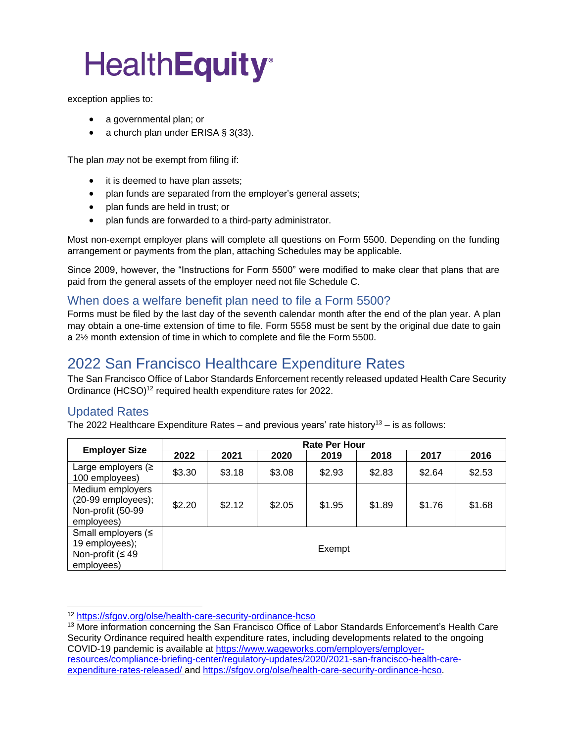exception applies to:

- a governmental plan; or
- a church plan under ERISA § 3(33).

The plan *may* not be exempt from filing if:

- it is deemed to have plan assets;
- plan funds are separated from the employer's general assets;
- plan funds are held in trust; or
- plan funds are forwarded to a third-party administrator.

Most non-exempt employer plans will complete all questions on Form 5500. Depending on the funding arrangement or payments from the plan, attaching Schedules may be applicable.

Since 2009, however, the "Instructions for Form 5500" were modified to make clear that plans that are paid from the general assets of the employer need not file Schedule C.

### When does a welfare benefit plan need to file a Form 5500?

Forms must be filed by the last day of the seventh calendar month after the end of the plan year. A plan may obtain a one-time extension of time to file. Form 5558 must be sent by the original due date to gain a 2½ month extension of time in which to complete and file the Form 5500.

## 2022 San Francisco Healthcare Expenditure Rates

The San Francisco Office of Labor Standards Enforcement recently released updated Health Care Security Ordinance (HCSO)[12] required health expenditure rates for 2022.

### Updated Rates

The 2022 Healthcare Expenditure Rates – and previous years' rate history[13] – is as follows:

| Employer Size | Rate Per Hour | | | | | | |
|---|---|---|---|---|---|---|---|
| | 2022 | 2021 | 2020 | 2019 | 2018 | 2017 | 2016 |
| Large employers (≥ 100 employees) | $3.30 | $3.18 | $3.08 | $2.93 | $2.83 | $2.64 | $2.53 |
| Medium employers (20-99 employees); Non-profit (50-99 employees) | $2.20 | $2.12 | $2.05 | $1.95 | $1.89 | $1.76 | $1.68 |
| Small employers (≤ 19 employees); Non-profit (≤ 49 employees) | Exempt | | | | | | |

[12] https://sfgov.org/olse/health-care-security-ordinance-hcso

[13] More information concerning the San Francisco Office of Labor Standards Enforcement's Health Care Security Ordinance required health expenditure rates, including developments related to the ongoing COVID-19 pandemic is available at https://www.wageworks.com/employers/employer-resources/compliance-briefing-center/regulatory-updates/2020/2021-san-francisco-health-care-expenditure-rates-released/ and https://sfgov.org/olse/health-care-security-ordinance-hcso.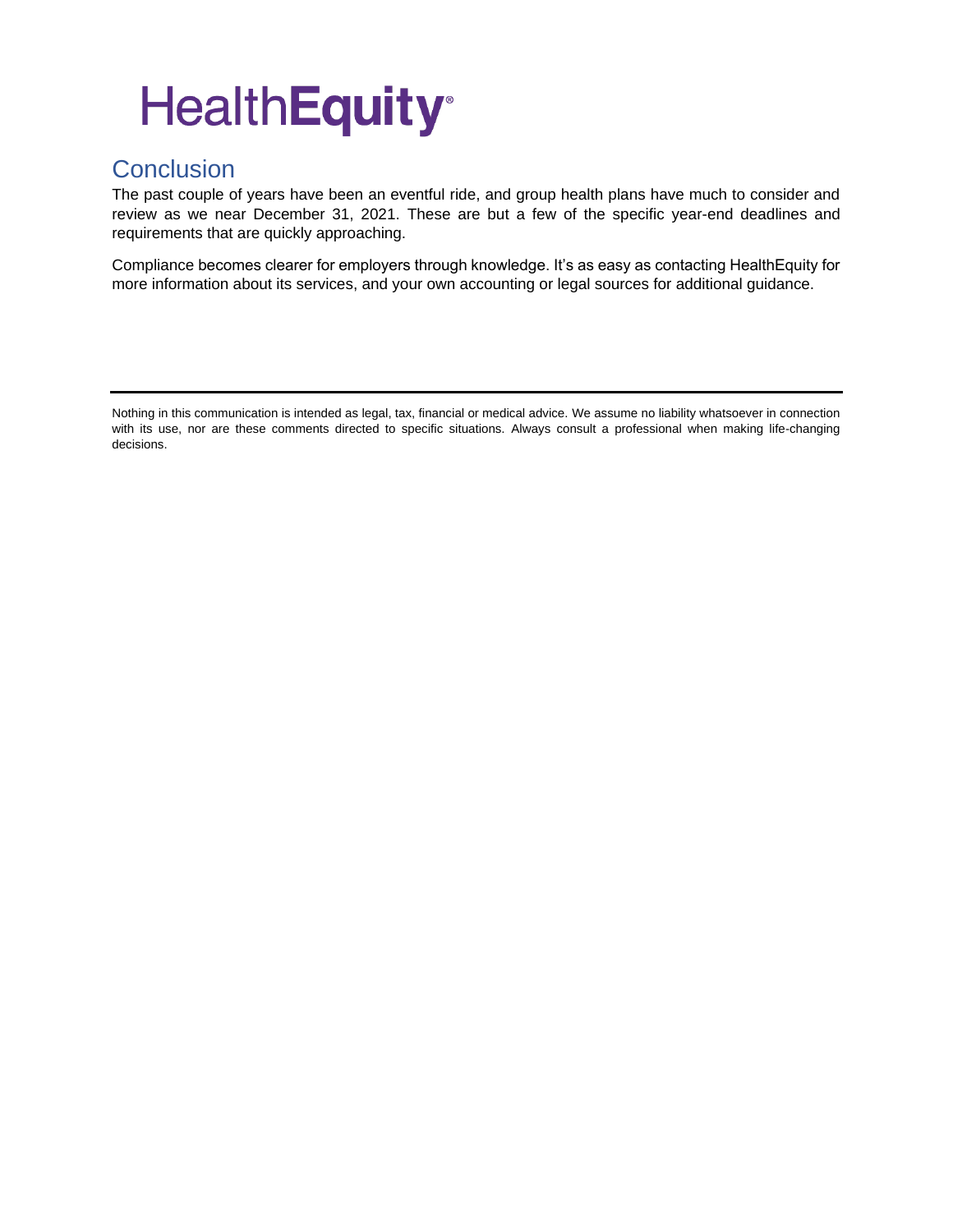HealthEquity®

## Conclusion

The past couple of years have been an eventful ride, and group health plans have much to consider and review as we near December 31, 2021. These are but a few of the specific year-end deadlines and requirements that are quickly approaching.

Compliance becomes clearer for employers through knowledge. It's as easy as contacting HealthEquity for more information about its services, and your own accounting or legal sources for additional guidance.

---

Nothing in this communication is intended as legal, tax, financial or medical advice. We assume no liability whatsoever in connection with its use, nor are these comments directed to specific situations. Always consult a professional when making life-changing decisions.